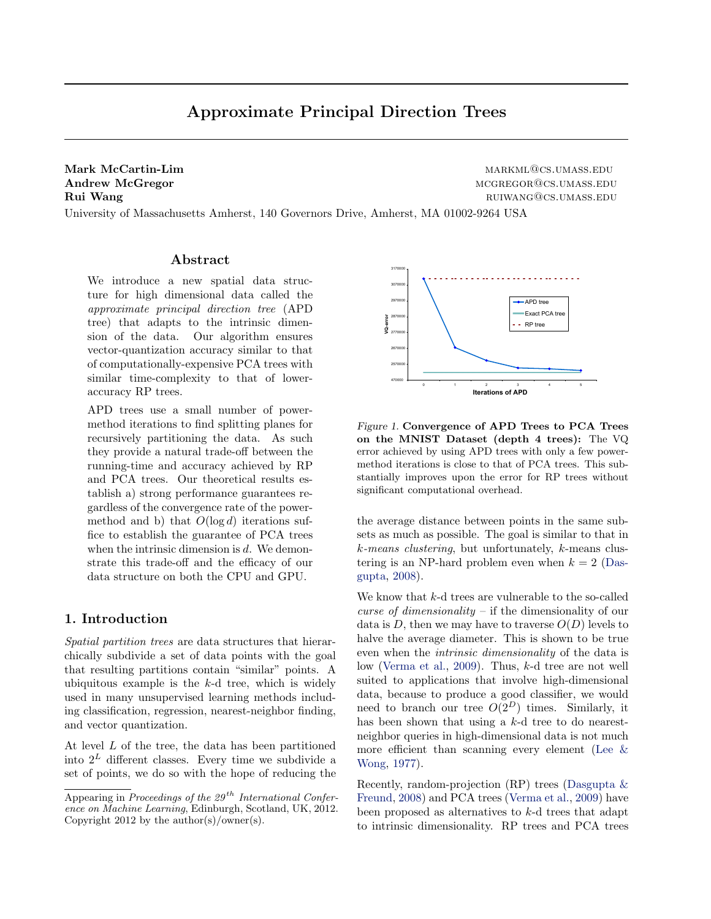# Approximate Principal Direction Trees

**Mark McCartin-Lim** MARKML@CS.UMASS.EDU
**Andrew McGregor** MCGREGOR@CS.UMASS.EDU
**Rui Wang** RUIWANG@CS.UMASS.EDU
University of Massachusetts Amherst, 140 Governors Drive, Amherst, MA 01002-9264 USA

## Abstract

We introduce a new spatial data structure for high dimensional data called the *approximate principal direction tree* (APD tree) that adapts to the intrinsic dimension of the data. Our algorithm ensures vector-quantization accuracy similar to that of computationally-expensive PCA trees with similar time-complexity to that of lower-accuracy RP trees.

APD trees use a small number of power-method iterations to find splitting planes for recursively partitioning the data. As such they provide a natural trade-off between the running-time and accuracy achieved by RP and PCA trees. Our theoretical results establish a) strong performance guarantees regardless of the convergence rate of the power-method and b) that $O(\log d)$ iterations suffice to establish the guarantee of PCA trees when the intrinsic dimension is $d$. We demonstrate this trade-off and the efficacy of our data structure on both the CPU and GPU.

## 1. Introduction

*Spatial partition trees* are data structures that hierarchically subdivide a set of data points with the goal that resulting partitions contain "similar" points. A ubiquitous example is the $k$-d tree, which is widely used in many unsupervised learning methods including classification, regression, nearest-neighbor finding, and vector quantization.

At level $L$ of the tree, the data has been partitioned into $2^L$ different classes. Every time we subdivide a set of points, we do so with the hope of reducing the the average distance between points in the same subsets as much as possible. The goal is similar to that in *k-means clustering*, but unfortunately, $k$-means clustering is an NP-hard problem even when $k = 2$ (Dasgupta, 2008).

*Figure 1.* **Convergence of APD Trees to PCA Trees on the MNIST Dataset (depth 4 trees):** The VQ error achieved by using APD trees with only a few power-method iterations is close to that of PCA trees. This substantially improves upon the error for RP trees without significant computational overhead.

We know that $k$-d trees are vulnerable to the so-called *curse of dimensionality* – if the dimensionality of our data is $D$, then we may have to traverse $O(D)$ levels to halve the average diameter. This is shown to be true even when the *intrinsic dimensionality* of the data is low (Verma et al., 2009). Thus, $k$-d tree are not well suited to applications that involve high-dimensional data, because to produce a good classifier, we would need to branch our tree $O(2^D)$ times. Similarly, it has been shown that using a $k$-d tree to do nearest-neighbor queries in high-dimensional data is not much more efficient than scanning every element (Lee & Wong, 1977).

Recently, random-projection (RP) trees (Dasgupta & Freund, 2008) and PCA trees (Verma et al., 2009) have been proposed as alternatives to $k$-d trees that adapt to intrinsic dimensionality. RP trees and PCA trees

Appearing in *Proceedings of the 29$^{th}$ International Conference on Machine Learning*, Edinburgh, Scotland, UK, 2012. Copyright 2012 by the author(s)/owner(s).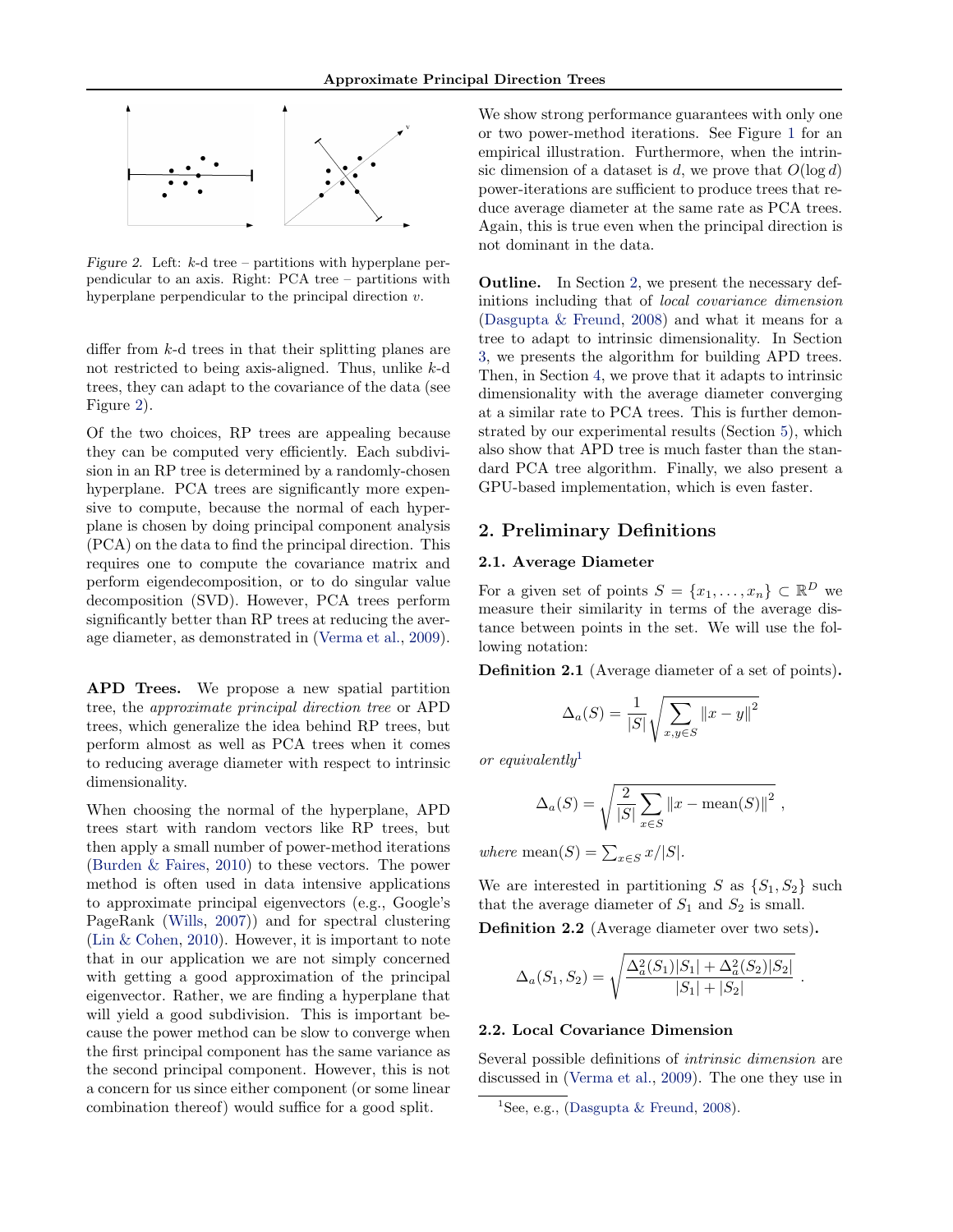Figure 2. Left: $k$-d tree – partitions with hyperplane perpendicular to an axis. Right: PCA tree – partitions with hyperplane perpendicular to the principal direction $v$.

differ from $k$-d trees in that their splitting planes are not restricted to being axis-aligned. Thus, unlike $k$-d trees, they can adapt to the covariance of the data (see Figure 2).

Of the two choices, RP trees are appealing because they can be computed very efficiently. Each subdivision in an RP tree is determined by a randomly-chosen hyperplane. PCA trees are significantly more expensive to compute, because the normal of each hyperplane is chosen by doing principal component analysis (PCA) on the data to find the principal direction. This requires one to compute the covariance matrix and perform eigendecomposition, or to do singular value decomposition (SVD). However, PCA trees perform significantly better than RP trees at reducing the average diameter, as demonstrated in (Verma et al., 2009).

**APD Trees.** We propose a new spatial partition tree, the *approximate principal direction tree* or APD trees, which generalize the idea behind RP trees, but perform almost as well as PCA trees when it comes to reducing average diameter with respect to intrinsic dimensionality.

When choosing the normal of the hyperplane, APD trees start with random vectors like RP trees, but then apply a small number of power-method iterations (Burden & Faires, 2010) to these vectors. The power method is often used in data intensive applications to approximate principal eigenvectors (e.g., Google's PageRank (Wills, 2007)) and for spectral clustering (Lin & Cohen, 2010). However, it is important to note that in our application we are not simply concerned with getting a good approximation of the principal eigenvector. Rather, we are finding a hyperplane that will yield a good subdivision. This is important because the power method can be slow to converge when the first principal component has the same variance as the second principal component. However, this is not a concern for us since either component (or some linear combination thereof) would suffice for a good split.

We show strong performance guarantees with only one or two power-method iterations. See Figure 1 for an empirical illustration. Furthermore, when the intrinsic dimension of a dataset is $d$, we prove that $O(\log d)$ power-iterations are sufficient to produce trees that reduce average diameter at the same rate as PCA trees. Again, this is true even when the principal direction is not dominant in the data.

**Outline.** In Section 2, we present the necessary definitions including that of *local covariance dimension* (Dasgupta & Freund, 2008) and what it means for a tree to adapt to intrinsic dimensionality. In Section 3, we presents the algorithm for building APD trees. Then, in Section 4, we prove that it adapts to intrinsic dimensionality with the average diameter converging at a similar rate to PCA trees. This is further demonstrated by our experimental results (Section 5), which also show that APD tree is much faster than the standard PCA tree algorithm. Finally, we also present a GPU-based implementation, which is even faster.

## 2. Preliminary Definitions

### 2.1. Average Diameter

For a given set of points $S = \{x_1, \ldots, x_n\} \subset \mathbb{R}^D$ we measure their similarity in terms of the average distance between points in the set. We will use the following notation:

**Definition 2.1** (Average diameter of a set of points)**.**

$$\Delta_a(S) = \frac{1}{|S|}\sqrt{\sum_{x,y\in S} \|x-y\|^2}$$

*or equivalently*[1]

$$\Delta_a(S) = \sqrt{\frac{2}{|S|}\sum_{x\in S}\|x - \text{mean}(S)\|^2}\ ,$$

*where* $\text{mean}(S) = \sum_{x\in S} x/|S|$.

We are interested in partitioning $S$ as $\{S_1, S_2\}$ such that the average diameter of $S_1$ and $S_2$ is small.

**Definition 2.2** (Average diameter over two sets)**.**

$$\Delta_a(S_1, S_2) = \sqrt{\frac{\Delta_a^2(S_1)|S_1| + \Delta_a^2(S_2)|S_2|}{|S_1| + |S_2|}}\ .$$

### 2.2. Local Covariance Dimension

Several possible definitions of *intrinsic dimension* are discussed in (Verma et al., 2009). The one they use in

[1] See, e.g., (Dasgupta & Freund, 2008).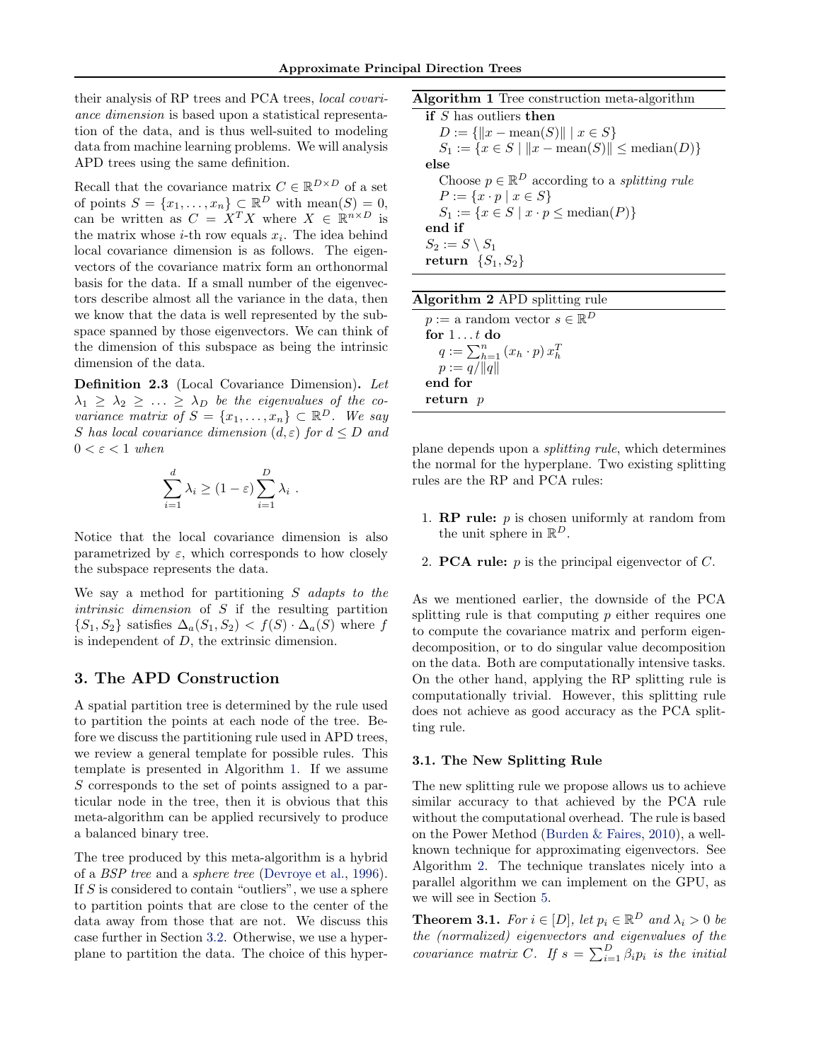their analysis of RP trees and PCA trees, *local covariance dimension* is based upon a statistical representation of the data, and is thus well-suited to modeling data from machine learning problems. We will analysis APD trees using the same definition.

Recall that the covariance matrix $C \in \mathbb{R}^{D\times D}$ of a set of points $S = \{x_1, \ldots, x_n\} \subset \mathbb{R}^D$ with $\text{mean}(S) = 0$, can be written as $C = X^T X$ where $X \in \mathbb{R}^{n\times D}$ is the matrix whose $i$-th row equals $x_i$. The idea behind local covariance dimension is as follows. The eigenvectors of the covariance matrix form an orthonormal basis for the data. If a small number of the eigenvectors describe almost all the variance in the data, then we know that the data is well represented by the subspace spanned by those eigenvectors. We can think of the dimension of this subspace as being the intrinsic dimension of the data.

**Definition 2.3** (Local Covariance Dimension)**.** *Let $\lambda_1 \geq \lambda_2 \geq \ldots \geq \lambda_D$ be the eigenvalues of the covariance matrix of $S = \{x_1, \ldots, x_n\} \subset \mathbb{R}^D$. We say $S$ has local covariance dimension $(d, \varepsilon)$ for $d \leq D$ and $0 < \varepsilon < 1$ when*

$$\sum_{i=1}^{d} \lambda_i \geq (1 - \varepsilon) \sum_{i=1}^{D} \lambda_i \ .$$

Notice that the local covariance dimension is also parametrized by $\varepsilon$, which corresponds to how closely the subspace represents the data.

We say a method for partitioning $S$ *adapts to the intrinsic dimension* of $S$ if the resulting partition $\{S_1, S_2\}$ satisfies $\Delta_a(S_1, S_2) < f(S) \cdot \Delta_a(S)$ where $f$ is independent of $D$, the extrinsic dimension.

## 3. The APD Construction

A spatial partition tree is determined by the rule used to partition the points at each node of the tree. Before we discuss the partitioning rule used in APD trees, we review a general template for possible rules. This template is presented in Algorithm 1. If we assume $S$ corresponds to the set of points assigned to a particular node in the tree, then it is obvious that this meta-algorithm can be applied recursively to produce a balanced binary tree.

The tree produced by this meta-algorithm is a hybrid of a *BSP tree* and a *sphere tree* (Devroye et al., 1996). If $S$ is considered to contain "outliers", we use a sphere to partition points that are close to the center of the data away from those that are not. We discuss this case further in Section 3.2. Otherwise, we use a hyperplane to partition the data. The choice of this hyperplane depends upon a *splitting rule*, which determines the normal for the hyperplane. Two existing splitting rules are the RP and PCA rules:

**Algorithm 1** Tree construction meta-algorithm

```
if S has outliers then
    D := {‖x − mean(S)‖ | x ∈ S}
    S_1 := {x ∈ S | ‖x − mean(S)‖ ≤ median(D)}
else
    Choose p ∈ R^D according to a splitting rule
    P := {x · p | x ∈ S}
    S_1 := {x ∈ S | x · p ≤ median(P)}
end if
S_2 := S \ S_1
return {S_1, S_2}
```

**Algorithm 2** APD splitting rule

```
p := a random vector s ∈ R^D
for 1 ... t do
    q := Σ_{h=1}^{n} (x_h · p) x_h^T
    p := q/‖q‖
end for
return p
```

1. **RP rule:** $p$ is chosen uniformly at random from the unit sphere in $\mathbb{R}^D$.
2. **PCA rule:** $p$ is the principal eigenvector of $C$.

As we mentioned earlier, the downside of the PCA splitting rule is that computing $p$ either requires one to compute the covariance matrix and perform eigendecomposition, or to do singular value decomposition on the data. Both are computationally intensive tasks. On the other hand, applying the RP splitting rule is computationally trivial. However, this splitting rule does not achieve as good accuracy as the PCA splitting rule.

### 3.1. The New Splitting Rule

The new splitting rule we propose allows us to achieve similar accuracy to that achieved by the PCA rule without the computational overhead. The rule is based on the Power Method (Burden & Faires, 2010), a well-known technique for approximating eigenvectors. See Algorithm 2. The technique translates nicely into a parallel algorithm we can implement on the GPU, as we will see in Section 5.

**Theorem 3.1.** *For $i \in [D]$, let $p_i \in \mathbb{R}^D$ and $\lambda_i > 0$ be the (normalized) eigenvectors and eigenvalues of the covariance matrix $C$. If $s = \sum_{i=1}^{D} \beta_i p_i$ is the initial*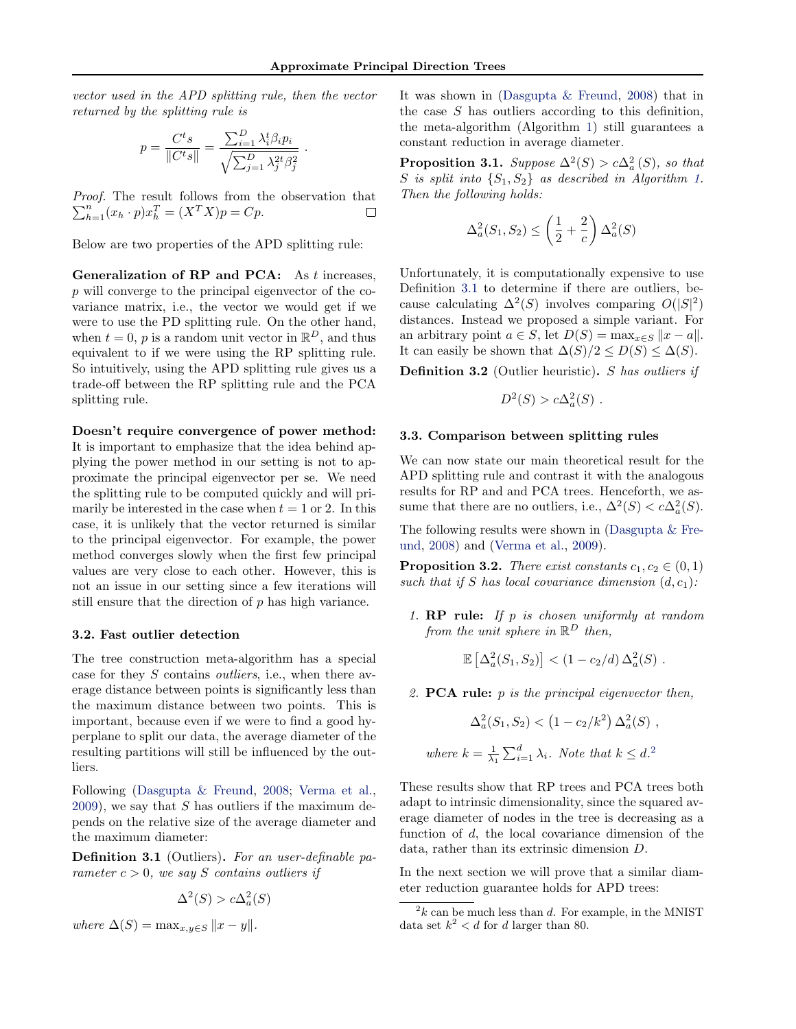*vector used in the APD splitting rule, then the vector returned by the splitting rule is*

$$p = \frac{C^t s}{\|C^t s\|} = \frac{\sum_{i=1}^{D} \lambda_i^t \beta_i p_i}{\sqrt{\sum_{j=1}^{D} \lambda_j^{2t} \beta_j^2}} \ .$$

*Proof.* The result follows from the observation that $\sum_{h=1}^{n} (x_h \cdot p) x_h^T = (X^T X) p = Cp$. □

Below are two properties of the APD splitting rule:

**Generalization of RP and PCA:** As $t$ increases, $p$ will converge to the principal eigenvector of the covariance matrix, i.e., the vector we would get if we were to use the PD splitting rule. On the other hand, when $t = 0$, $p$ is a random unit vector in $\mathbb{R}^D$, and thus equivalent to if we were using the RP splitting rule. So intuitively, using the APD splitting rule gives us a trade-off between the RP splitting rule and the PCA splitting rule.

**Doesn't require convergence of power method:** It is important to emphasize that the idea behind applying the power method in our setting is not to approximate the principal eigenvector per se. We need the splitting rule to be computed quickly and will primarily be interested in the case when $t = 1$ or 2. In this case, it is unlikely that the vector returned is similar to the principal eigenvector. For example, the power method converges slowly when the first few principal values are very close to each other. However, this is not an issue in our setting since a few iterations will still ensure that the direction of $p$ has high variance.

### 3.2. Fast outlier detection

The tree construction meta-algorithm has a special case for they $S$ contains *outliers*, i.e., when there average distance between points is significantly less than the maximum distance between two points. This is important, because even if we were to find a good hyperplane to split our data, the average diameter of the resulting partitions will still be influenced by the outliers.

Following (Dasgupta & Freund, 2008; Verma et al., 2009), we say that $S$ has outliers if the maximum depends on the relative size of the average diameter and the maximum diameter:

**Definition 3.1** (Outliers). *For an user-definable parameter $c > 0$, we say $S$ contains outliers if*

$$\Delta^2(S) > c\Delta_a^2(S)$$

*where* $\Delta(S) = \max_{x,y \in S} \|x - y\|$.

It was shown in (Dasgupta & Freund, 2008) that in the case $S$ has outliers according to this definition, the meta-algorithm (Algorithm 1) still guarantees a constant reduction in average diameter.

**Proposition 3.1.** *Suppose $\Delta^2(S) > c\Delta_a^2(S)$, so that $S$ is split into $\{S_1, S_2\}$ as described in Algorithm 1. Then the following holds:*

$$\Delta_a^2(S_1, S_2) \leq \left(\frac{1}{2} + \frac{2}{c}\right) \Delta_a^2(S)$$

Unfortunately, it is computationally expensive to use Definition 3.1 to determine if there are outliers, because calculating $\Delta^2(S)$ involves comparing $O(|S|^2)$ distances. Instead we proposed a simple variant. For an arbitrary point $a \in S$, let $D(S) = \max_{x \in S} \|x - a\|$. It can easily be shown that $\Delta(S)/2 \leq D(S) \leq \Delta(S)$.

**Definition 3.2** (Outlier heuristic). *$S$ has outliers if*

$$D^2(S) > c\Delta_a^2(S) \ .$$

### 3.3. Comparison between splitting rules

We can now state our main theoretical result for the APD splitting rule and contrast it with the analogous results for RP and and PCA trees. Henceforth, we assume that there are no outliers, i.e., $\Delta^2(S) < c\Delta_a^2(S)$.

The following results were shown in (Dasgupta & Freund, 2008) and (Verma et al., 2009).

**Proposition 3.2.** *There exist constants $c_1, c_2 \in (0, 1)$ such that if $S$ has local covariance dimension $(d, c_1)$:*

1. **RP rule:** *If $p$ is chosen uniformly at random from the unit sphere in $\mathbb{R}^D$ then,*

   $$\mathbb{E}\left[\Delta_a^2(S_1, S_2)\right] < (1 - c_2/d)\, \Delta_a^2(S) \ .$$

2. **PCA rule:** *$p$ is the principal eigenvector then,*

   $$\Delta_a^2(S_1, S_2) < \left(1 - c_2/k^2\right) \Delta_a^2(S) \ ,$$

   *where $k = \frac{1}{\lambda_1} \sum_{i=1}^{d} \lambda_i$. Note that $k \leq d$.*[2]

These results show that RP trees and PCA trees both adapt to intrinsic dimensionality, since the squared average diameter of nodes in the tree is decreasing as a function of $d$, the local covariance dimension of the data, rather than its extrinsic dimension $D$.

In the next section we will prove that a similar diameter reduction guarantee holds for APD trees:

[2] $k$ can be much less than $d$. For example, in the MNIST data set $k^2 < d$ for $d$ larger than 80.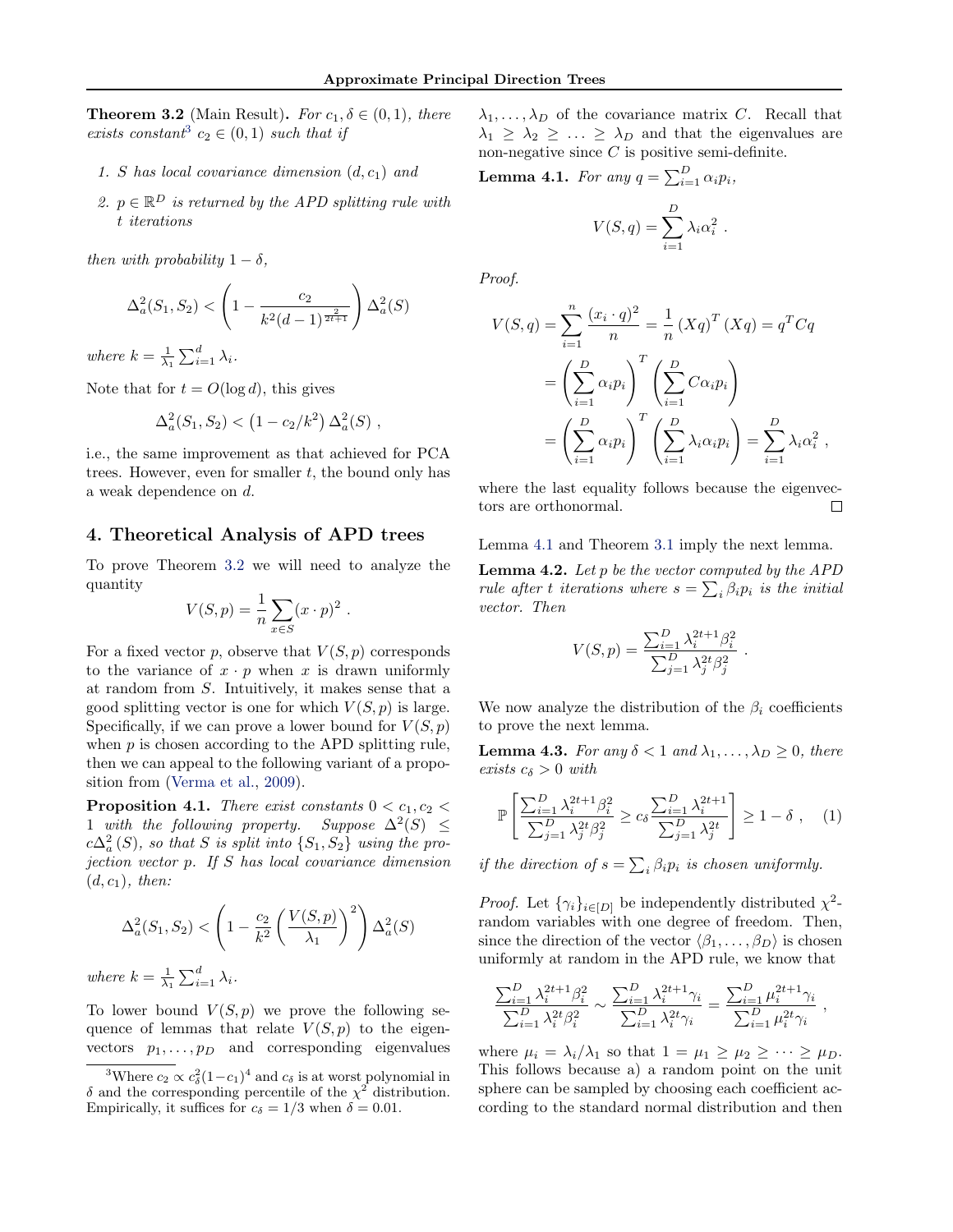**Theorem 3.2** (Main Result)**.** *For $c_1, \delta \in (0,1)$, there exists constant*[3] *$c_2 \in (0,1)$ such that if*

1. *$S$ has local covariance dimension $(d, c_1)$ and*
2. *$p \in \mathbb{R}^D$ is returned by the APD splitting rule with $t$ iterations*

*then with probability $1-\delta$,*

$$\Delta_a^2(S_1, S_2) < \left(1 - \frac{c_2}{k^2 (d-1)^{\frac{2}{2t+1}}}\right) \Delta_a^2(S)$$

*where $k = \frac{1}{\lambda_1}\sum_{i=1}^{d} \lambda_i$.*

Note that for $t = O(\log d)$, this gives

$$\Delta_a^2(S_1, S_2) < \left(1 - c_2/k^2\right) \Delta_a^2(S) \ ,$$

i.e., the same improvement as that achieved for PCA trees. However, even for smaller $t$, the bound only has a weak dependence on $d$.

## 4. Theoretical Analysis of APD trees

To prove Theorem 3.2 we will need to analyze the quantity

$$V(S,p) = \frac{1}{n}\sum_{x \in S} (x \cdot p)^2 \ .$$

For a fixed vector $p$, observe that $V(S,p)$ corresponds to the variance of $x \cdot p$ when $x$ is drawn uniformly at random from $S$. Intuitively, it makes sense that a good splitting vector is one for which $V(S,p)$ is large. Specifically, if we can prove a lower bound for $V(S,p)$ when $p$ is chosen according to the APD splitting rule, then we can appeal to the following variant of a proposition from (Verma et al., 2009).

**Proposition 4.1.** *There exist constants $0 < c_1, c_2 < 1$ with the following property. Suppose $\Delta^2(S) \leq c\Delta_a^2(S)$, so that $S$ is split into $\{S_1, S_2\}$ using the projection vector $p$. If $S$ has local covariance dimension $(d, c_1)$, then:*

$$\Delta_a^2(S_1, S_2) < \left(1 - \frac{c_2}{k^2}\left(\frac{V(S,p)}{\lambda_1}\right)^2\right) \Delta_a^2(S)$$

*where $k = \frac{1}{\lambda_1}\sum_{i=1}^{d} \lambda_i$.*

To lower bound $V(S,p)$ we prove the following sequence of lemmas that relate $V(S,p)$ to the eigenvectors $p_1, \ldots, p_D$ and corresponding eigenvalues $\lambda_1, \ldots, \lambda_D$ of the covariance matrix $C$. Recall that $\lambda_1 \geq \lambda_2 \geq \ldots \geq \lambda_D$ and that the eigenvalues are non-negative since $C$ is positive semi-definite.

**Lemma 4.1.** *For any $q = \sum_{i=1}^{D} \alpha_i p_i$,*

$$V(S,q) = \sum_{i=1}^{D} \lambda_i \alpha_i^2 \ .$$

*Proof.*

$$\begin{aligned}
V(S,q) &= \sum_{i=1}^{n} \frac{(x_i \cdot q)^2}{n} = \frac{1}{n}(Xq)^T (Xq) = q^T C q \\
&= \left(\sum_{i=1}^{D} \alpha_i p_i\right)^T \left(\sum_{i=1}^{D} C \alpha_i p_i\right) \\
&= \left(\sum_{i=1}^{D} \alpha_i p_i\right)^T \left(\sum_{i=1}^{D} \lambda_i \alpha_i p_i\right) = \sum_{i=1}^{D} \lambda_i \alpha_i^2 \ ,
\end{aligned}$$

where the last equality follows because the eigenvectors are orthonormal. □

Lemma 4.1 and Theorem 3.1 imply the next lemma.

**Lemma 4.2.** *Let $p$ be the vector computed by the APD rule after $t$ iterations where $s = \sum_i \beta_i p_i$ is the initial vector. Then*

$$V(S,p) = \frac{\sum_{i=1}^{D} \lambda_i^{2t+1} \beta_i^2}{\sum_{j=1}^{D} \lambda_j^{2t} \beta_j^2} \ .$$

We now analyze the distribution of the $\beta_i$ coefficients to prove the next lemma.

**Lemma 4.3.** *For any $\delta < 1$ and $\lambda_1, \ldots, \lambda_D \geq 0$, there exists $c_\delta > 0$ with*

$$\mathbb{P}\left[\frac{\sum_{i=1}^{D} \lambda_i^{2t+1} \beta_i^2}{\sum_{j=1}^{D} \lambda_j^{2t} \beta_j^2} \geq c_\delta \frac{\sum_{i=1}^{D} \lambda_i^{2t+1}}{\sum_{j=1}^{D} \lambda_j^{2t}}\right] \geq 1 - \delta \ , \quad (1)$$

*if the direction of $s = \sum_i \beta_i p_i$ is chosen uniformly.*

*Proof.* Let $\{\gamma_i\}_{i \in [D]}$ be independently distributed $\chi^2$-random variables with one degree of freedom. Then, since the direction of the vector $\langle \beta_1, \ldots, \beta_D \rangle$ is chosen uniformly at random in the APD rule, we know that

$$\frac{\sum_{i=1}^{D} \lambda_i^{2t+1} \beta_i^2}{\sum_{i=1}^{D} \lambda_i^{2t} \beta_i^2} \sim \frac{\sum_{i=1}^{D} \lambda_i^{2t+1} \gamma_i}{\sum_{i=1}^{D} \lambda_i^{2t} \gamma_i} = \frac{\sum_{i=1}^{D} \mu_i^{2t+1} \gamma_i}{\sum_{i=1}^{D} \mu_i^{2t} \gamma_i} \ ,$$

where $\mu_i = \lambda_i / \lambda_1$ so that $1 = \mu_1 \geq \mu_2 \geq \cdots \geq \mu_D$. This follows because a) a random point on the unit sphere can be sampled by choosing each coefficient according to the standard normal distribution and then

[3] Where $c_2 \propto c_\delta^2 (1-c_1)^4$ and $c_\delta$ is at worst polynomial in $\delta$ and the corresponding percentile of the $\chi^2$ distribution. Empirically, it suffices for $c_\delta = 1/3$ when $\delta = 0.01$.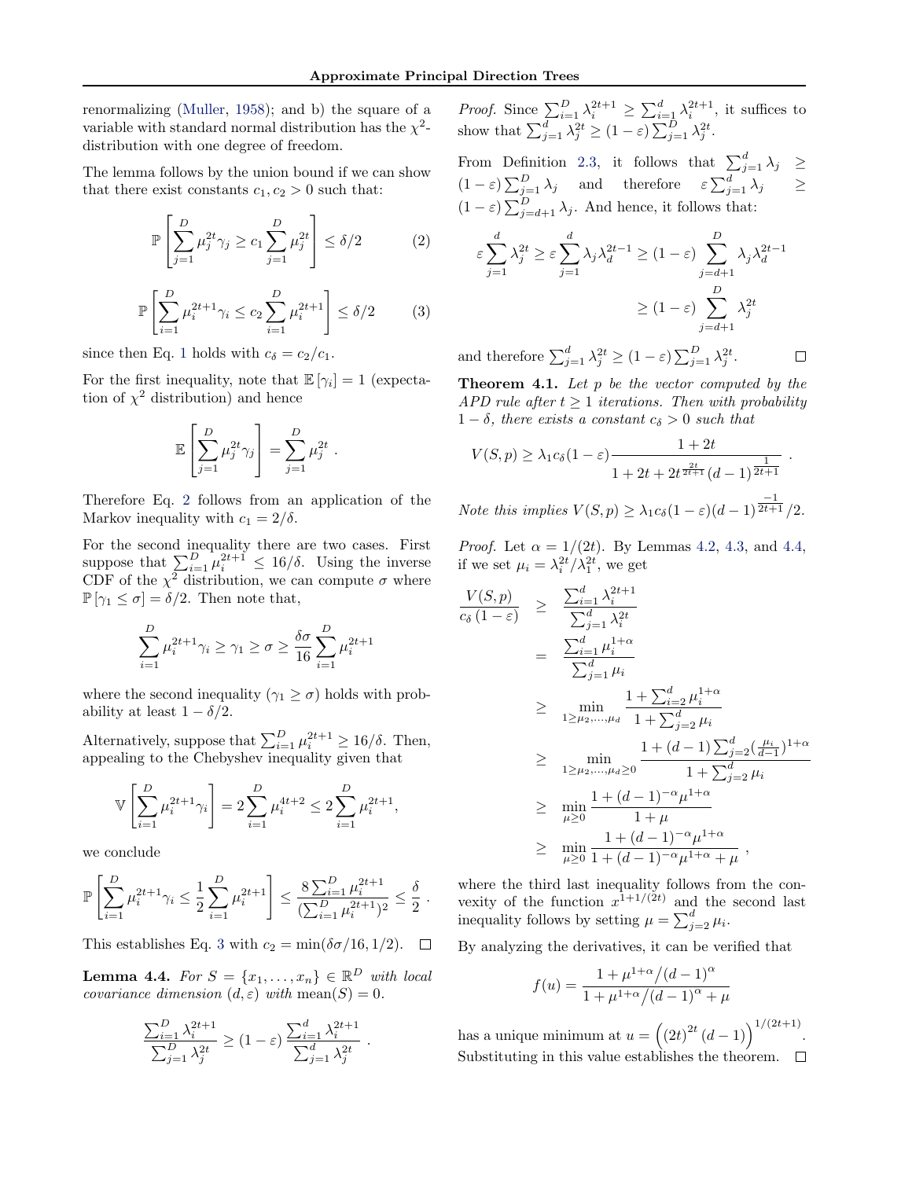renormalizing (Muller, 1958); and b) the square of a variable with standard normal distribution has the $\chi^2$-distribution with one degree of freedom.

The lemma follows by the union bound if we can show that there exist constants $c_1, c_2 > 0$ such that:

$$\mathbb{P}\left[\sum_{j=1}^{D} \mu_j^{2t}\gamma_j \geq c_1 \sum_{j=1}^{D} \mu_j^{2t}\right] \leq \delta/2 \tag{2}$$

$$\mathbb{P}\left[\sum_{i=1}^{D} \mu_i^{2t+1}\gamma_i \leq c_2 \sum_{i=1}^{D} \mu_i^{2t+1}\right] \leq \delta/2 \tag{3}$$

since then Eq. 1 holds with $c_\delta = c_2/c_1$.

For the first inequality, note that $\mathbb{E}[\gamma_i] = 1$ (expectation of $\chi^2$ distribution) and hence

$$\mathbb{E}\left[\sum_{j=1}^{D} \mu_j^{2t}\gamma_j\right] = \sum_{j=1}^{D} \mu_j^{2t} .$$

Therefore Eq. 2 follows from an application of the Markov inequality with $c_1 = 2/\delta$.

For the second inequality there are two cases. First suppose that $\sum_{i=1}^{D} \mu_i^{2t+1} \leq 16/\delta$. Using the inverse CDF of the $\chi^2$ distribution, we can compute $\sigma$ where $\mathbb{P}[\gamma_1 \leq \sigma] = \delta/2$. Then note that,

$$\sum_{i=1}^{D} \mu_i^{2t+1}\gamma_i \geq \gamma_1 \geq \sigma \geq \frac{\delta\sigma}{16}\sum_{i=1}^{D} \mu_i^{2t+1}$$

where the second inequality ($\gamma_1 \geq \sigma$) holds with probability at least $1 - \delta/2$.

Alternatively, suppose that $\sum_{i=1}^{D} \mu_i^{2t+1} \geq 16/\delta$. Then, appealing to the Chebyshev inequality given that

$$\mathbb{V}\left[\sum_{i=1}^{D} \mu_i^{2t+1}\gamma_i\right] = 2\sum_{i=1}^{D} \mu_i^{4t+2} \leq 2\sum_{i=1}^{D} \mu_i^{2t+1},$$

we conclude

$$\mathbb{P}\left[\sum_{i=1}^{D} \mu_i^{2t+1}\gamma_i \leq \frac{1}{2}\sum_{i=1}^{D} \mu_i^{2t+1}\right] \leq \frac{8\sum_{i=1}^{D} \mu_i^{2t+1}}{(\sum_{i=1}^{D} \mu_i^{2t+1})^2} \leq \frac{\delta}{2} .$$

This establishes Eq. 3 with $c_2 = \min(\delta\sigma/16, 1/2)$. $\square$

**Lemma 4.4.** *For $S = \{x_1, \ldots, x_n\} \in \mathbb{R}^D$ with local covariance dimension $(d, \varepsilon)$ with* $\mathrm{mean}(S) = 0$.

$$\frac{\sum_{i=1}^{D} \lambda_i^{2t+1}}{\sum_{j=1}^{D} \lambda_j^{2t}} \geq (1-\varepsilon)\frac{\sum_{i=1}^{d} \lambda_i^{2t+1}}{\sum_{j=1}^{d} \lambda_j^{2t}} .$$

*Proof.* Since $\sum_{i=1}^{D} \lambda_i^{2t+1} \geq \sum_{i=1}^{d} \lambda_i^{2t+1}$, it suffices to show that $\sum_{j=1}^{d} \lambda_j^{2t} \geq (1-\varepsilon)\sum_{j=1}^{D} \lambda_j^{2t}$.

From Definition 2.3, it follows that $\sum_{j=1}^{d} \lambda_j \geq (1-\varepsilon)\sum_{j=1}^{D} \lambda_j$ and therefore $\varepsilon \sum_{j=1}^{d} \lambda_j \geq (1-\varepsilon)\sum_{j=d+1}^{D} \lambda_j$. And hence, it follows that:

$$\begin{aligned}
\varepsilon \sum_{j=1}^{d} \lambda_j^{2t} \geq \varepsilon \sum_{j=1}^{d} \lambda_j \lambda_d^{2t-1} &\geq (1-\varepsilon)\sum_{j=d+1}^{D} \lambda_j \lambda_d^{2t-1} \\
&\geq (1-\varepsilon)\sum_{j=d+1}^{D} \lambda_j^{2t}
\end{aligned}$$

and therefore $\sum_{j=1}^{d} \lambda_j^{2t} \geq (1-\varepsilon)\sum_{j=1}^{D} \lambda_j^{2t}$. $\square$

**Theorem 4.1.** *Let $p$ be the vector computed by the APD rule after $t \geq 1$ iterations. Then with probability $1-\delta$, there exists a constant $c_\delta > 0$ such that*

$$V(S,p) \geq \lambda_1 c_\delta (1-\varepsilon)\frac{1+2t}{1+2t+2t^{\frac{2t}{2t+1}}(d-1)^{\frac{1}{2t+1}}} .$$

*Note this implies $V(S,p) \geq \lambda_1 c_\delta (1-\varepsilon)(d-1)^{\frac{-1}{2t+1}}/2$.*

*Proof.* Let $\alpha = 1/(2t)$. By Lemmas 4.2, 4.3, and 4.4, if we set $\mu_i = \lambda_i^{2t}/\lambda_1^{2t}$, we get

$$\begin{aligned}
\frac{V(S,p)}{c_\delta(1-\varepsilon)} &\geq \frac{\sum_{i=1}^{d} \lambda_i^{2t+1}}{\sum_{j=1}^{d} \lambda_j^{2t}} \\
&= \frac{\sum_{i=1}^{d} \mu_i^{1+\alpha}}{\sum_{j=1}^{d} \mu_i} \\
&\geq \min_{1 \geq \mu_2, \ldots, \mu_d} \frac{1+\sum_{i=2}^{d} \mu_i^{1+\alpha}}{1+\sum_{j=2}^{d} \mu_i} \\
&\geq \min_{1 \geq \mu_2, \ldots, \mu_d \geq 0} \frac{1+(d-1)\sum_{j=2}^{d}(\frac{\mu_i}{d-1})^{1+\alpha}}{1+\sum_{j=2}^{d} \mu_i} \\
&\geq \min_{\mu \geq 0} \frac{1+(d-1)^{-\alpha}\mu^{1+\alpha}}{1+\mu} \\
&\geq \min_{\mu \geq 0} \frac{1+(d-1)^{-\alpha}\mu^{1+\alpha}}{1+(d-1)^{-\alpha}\mu^{1+\alpha}+\mu} ,
\end{aligned}$$

where the third last inequality follows from the convexity of the function $x^{1+1/(2t)}$ and the second last inequality follows by setting $\mu = \sum_{i=2}^{d} \mu_i$.

By analyzing the derivatives, it can be verified that

$$f(u) = \frac{1+\mu^{1+\alpha}/(d-1)^{\alpha}}{1+\mu^{1+\alpha}/(d-1)^{\alpha}+\mu}$$

has a unique minimum at $u = \left((2t)^{2t}(d-1)\right)^{1/(2t+1)}$. Substituting in this value establishes the theorem. $\square$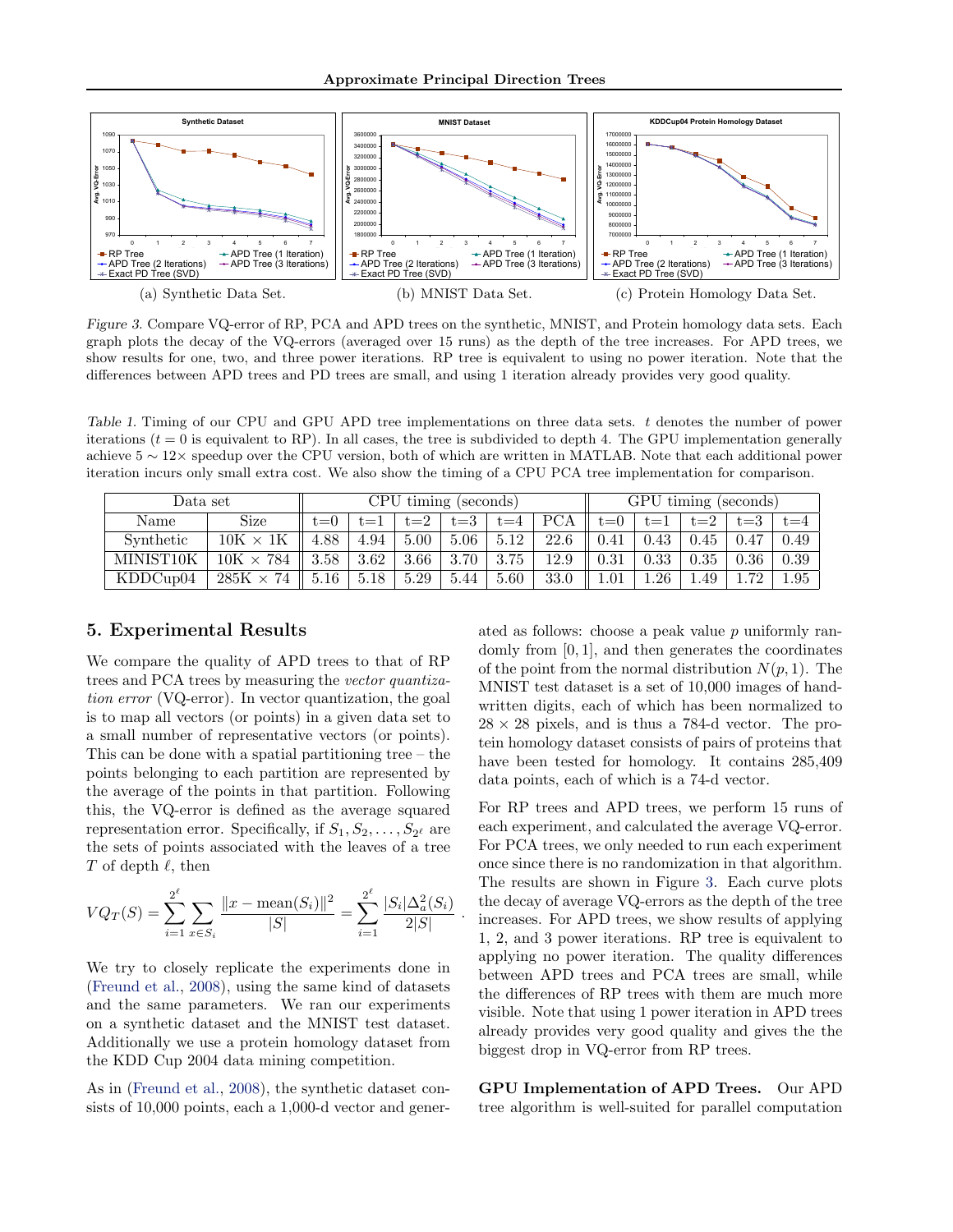(a) Synthetic Data Set. (b) MNIST Data Set. (c) Protein Homology Data Set.

*Figure 3.* Compare VQ-error of RP, PCA and APD trees on the synthetic, MNIST, and Protein homology data sets. Each graph plots the decay of the VQ-errors (averaged over 15 runs) as the depth of the tree increases. For APD trees, we show results for one, two, and three power iterations. RP tree is equivalent to using no power iteration. Note that the differences between APD trees and PD trees are small, and using 1 iteration already provides very good quality.

*Table 1.* Timing of our CPU and GPU APD tree implementations on three data sets. $t$ denotes the number of power iterations ($t = 0$ is equivalent to RP). In all cases, the tree is subdivided to depth 4. The GPU implementation generally achieve $5 \sim 12\times$ speedup over the CPU version, both of which are written in MATLAB. Note that each additional power iteration incurs only small extra cost. We also show the timing of a CPU PCA tree implementation for comparison.

| Data set | | CPU timing (seconds) | | | | | | GPU timing (seconds) | | | | |
|---|---|---|---|---|---|---|---|---|---|---|---|---|
| Name | Size | t=0 | t=1 | t=2 | t=3 | t=4 | PCA | t=0 | t=1 | t=2 | t=3 | t=4 |
| Synthetic | 10K × 1K | 4.88 | 4.94 | 5.00 | 5.06 | 5.12 | 22.6 | 0.41 | 0.43 | 0.45 | 0.47 | 0.49 |
| MINIST10K | 10K × 784 | 3.58 | 3.62 | 3.66 | 3.70 | 3.75 | 12.9 | 0.31 | 0.33 | 0.35 | 0.36 | 0.39 |
| KDDCup04 | 285K × 74 | 5.16 | 5.18 | 5.29 | 5.44 | 5.60 | 33.0 | 1.01 | 1.26 | 1.49 | 1.72 | 1.95 |

## 5. Experimental Results

We compare the quality of APD trees to that of RP trees and PCA trees by measuring the *vector quantization error* (VQ-error). In vector quantization, the goal is to map all vectors (or points) in a given data set to a small number of representative vectors (or points). This can be done with a spatial partitioning tree – the points belonging to each partition are represented by the average of the points in that partition. Following this, the VQ-error is defined as the average squared representation error. Specifically, if $S_1, S_2, \ldots, S_{2^\ell}$ are the sets of points associated with the leaves of a tree $T$ of depth $\ell$, then

$$VQ_T(S) = \sum_{i=1}^{2^\ell} \sum_{x \in S_i} \frac{\|x - \text{mean}(S_i)\|^2}{|S|} = \sum_{i=1}^{2^\ell} \frac{|S_i|\Delta_a^2(S_i)}{2|S|} \ .$$

We try to closely replicate the experiments done in (Freund et al., 2008), using the same kind of datasets and the same parameters. We ran our experiments on a synthetic dataset and the MNIST test dataset. Additionally we use a protein homology dataset from the KDD Cup 2004 data mining competition.

As in (Freund et al., 2008), the synthetic dataset consists of 10,000 points, each a 1,000-d vector and generated as follows: choose a peak value $p$ uniformly randomly from $[0, 1]$, and then generates the coordinates of the point from the normal distribution $N(p, 1)$. The MNIST test dataset is a set of 10,000 images of handwritten digits, each of which has been normalized to $28 \times 28$ pixels, and is thus a 784-d vector. The protein homology dataset consists of pairs of proteins that have been tested for homology. It contains 285,409 data points, each of which is a 74-d vector.

For RP trees and APD trees, we perform 15 runs of each experiment, and calculated the average VQ-error. For PCA trees, we only needed to run each experiment once since there is no randomization in that algorithm. The results are shown in Figure 3. Each curve plots the decay of average VQ-errors as the depth of the tree increases. For APD trees, we show results of applying 1, 2, and 3 power iterations. RP tree is equivalent to applying no power iteration. The quality differences between APD trees and PCA trees are small, while the differences of RP trees with them are much more visible. Note that using 1 power iteration in APD trees already provides very good quality and gives the the biggest drop in VQ-error from RP trees.

**GPU Implementation of APD Trees.** Our APD tree algorithm is well-suited for parallel computation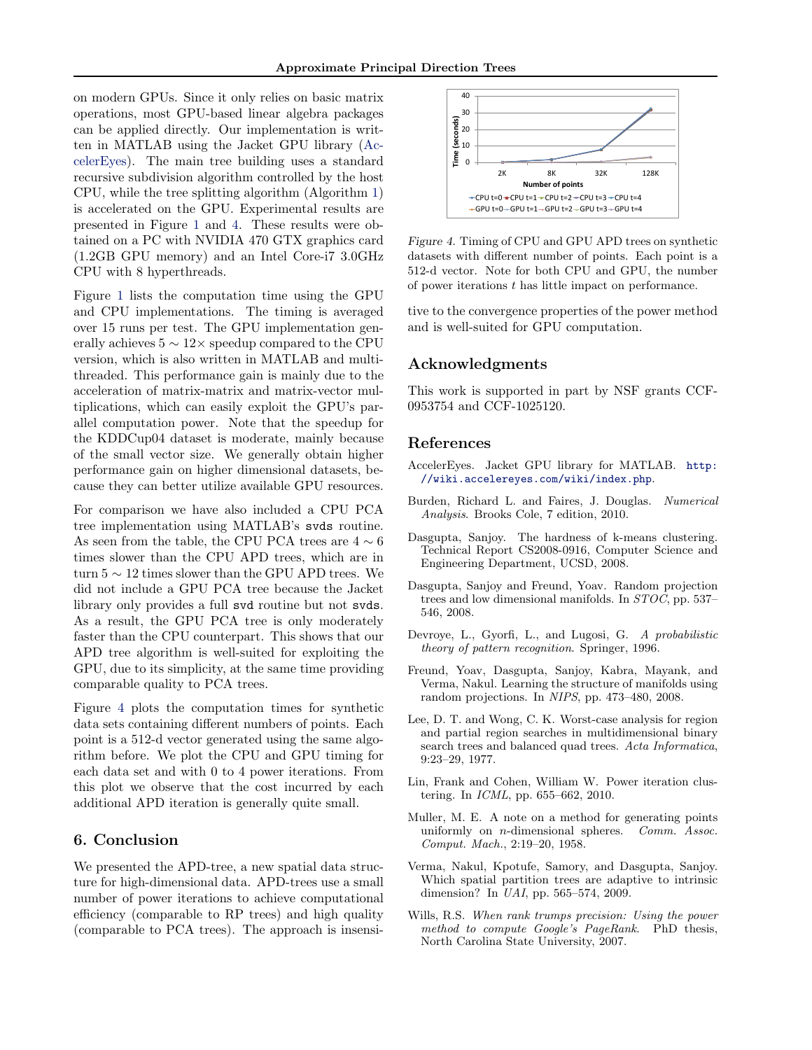on modern GPUs. Since it only relies on basic matrix operations, most GPU-based linear algebra packages can be applied directly. Our implementation is written in MATLAB using the Jacket GPU library (AccelerEyes). The main tree building uses a standard recursive subdivision algorithm controlled by the host CPU, while the tree splitting algorithm (Algorithm 1) is accelerated on the GPU. Experimental results are presented in Figure 1 and 4. These results were obtained on a PC with NVIDIA 470 GTX graphics card (1.2GB GPU memory) and an Intel Core-i7 3.0GHz CPU with 8 hyperthreads.

Figure 1 lists the computation time using the GPU and CPU implementations. The timing is averaged over 15 runs per test. The GPU implementation generally achieves $5 \sim 12\times$ speedup compared to the CPU version, which is also written in MATLAB and multithreaded. This performance gain is mainly due to the acceleration of matrix-matrix and matrix-vector multiplications, which can easily exploit the GPU's parallel computation power. Note that the speedup for the KDDCup04 dataset is moderate, mainly because of the small vector size. We generally obtain higher performance gain on higher dimensional datasets, because they can better utilize available GPU resources.

For comparison we have also included a CPU PCA tree implementation using MATLAB's `svds` routine. As seen from the table, the CPU PCA trees are $4 \sim 6$ times slower than the CPU APD trees, which are in turn $5 \sim 12$ times slower than the GPU APD trees. We did not include a GPU PCA tree because the Jacket library only provides a full `svd` routine but not `svds`. As a result, the GPU PCA tree is only moderately faster than the CPU counterpart. This shows that our APD tree algorithm is well-suited for exploiting the GPU, due to its simplicity, at the same time providing comparable quality to PCA trees.

Figure 4 plots the computation times for synthetic data sets containing different numbers of points. Each point is a 512-d vector generated using the same algorithm before. We plot the CPU and GPU timing for each data set and with 0 to 4 power iterations. From this plot we observe that the cost incurred by each additional APD iteration is generally quite small.

40
30
20
10
0
Time (seconds)
2K 8K 32K 128K
Number of points
CPU t=0 CPU t=1 CPU t=2 CPU t=3 CPU t=4
GPU t=0 GPU t=1 GPU t=2 GPU t=3 GPU t=4

*Figure 4.* Timing of CPU and GPU APD trees on synthetic datasets with different number of points. Each point is a 512-d vector. Note for both CPU and GPU, the number of power iterations $t$ has little impact on performance.

## 6. Conclusion

We presented the APD-tree, a new spatial data structure for high-dimensional data. APD-trees use a small number of power iterations to achieve computational efficiency (comparable to RP trees) and high quality (comparable to PCA trees). The approach is insensitive to the convergence properties of the power method and is well-suited for GPU computation.

## Acknowledgments

This work is supported in part by NSF grants CCF-0953754 and CCF-1025120.

## References

AccelerEyes. Jacket GPU library for MATLAB. http://wiki.accelereyes.com/wiki/index.php.

Burden, Richard L. and Faires, J. Douglas. *Numerical Analysis*. Brooks Cole, 7 edition, 2010.

Dasgupta, Sanjoy. The hardness of k-means clustering. Technical Report CS2008-0916, Computer Science and Engineering Department, UCSD, 2008.

Dasgupta, Sanjoy and Freund, Yoav. Random projection trees and low dimensional manifolds. In *STOC*, pp. 537–546, 2008.

Devroye, L., Gyorfi, L., and Lugosi, G. *A probabilistic theory of pattern recognition*. Springer, 1996.

Freund, Yoav, Dasgupta, Sanjoy, Kabra, Mayank, and Verma, Nakul. Learning the structure of manifolds using random projections. In *NIPS*, pp. 473–480, 2008.

Lee, D. T. and Wong, C. K. Worst-case analysis for region and partial region searches in multidimensional binary search trees and balanced quad trees. *Acta Informatica*, 9:23–29, 1977.

Lin, Frank and Cohen, William W. Power iteration clustering. In *ICML*, pp. 655–662, 2010.

Muller, M. E. A note on a method for generating points uniformly on $n$-dimensional spheres. *Comm. Assoc. Comput. Mach.*, 2:19–20, 1958.

Verma, Nakul, Kpotufe, Samory, and Dasgupta, Sanjoy. Which spatial partition trees are adaptive to intrinsic dimension? In *UAI*, pp. 565–574, 2009.

Wills, R.S. *When rank trumps precision: Using the power method to compute Google's PageRank*. PhD thesis, North Carolina State University, 2007.